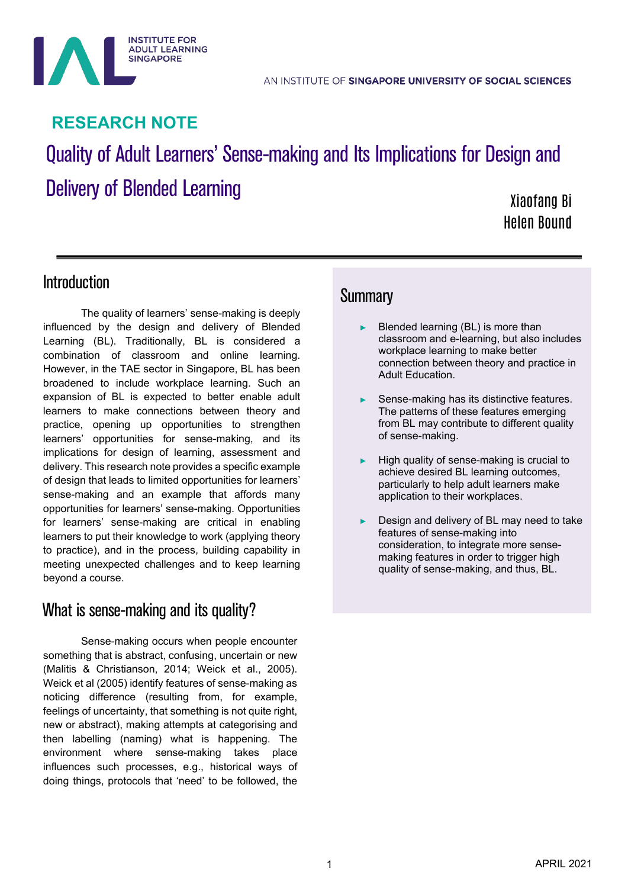INSTITUTE FOR ADULT LEARNING SINGAPORE

AN INSTITUTE OF **SINGAPORE UNIVERSITY OF SOCIAL SCIENCES**

**RESEARCH NOTE**

# Quality of Adult Learners' Sense-making and Its Implications for Design and Delivery of Blended Learning

Xiaofang Bi
Helen Bound

## Introduction

The quality of learners' sense-making is deeply influenced by the design and delivery of Blended Learning (BL). Traditionally, BL is considered a combination of classroom and online learning. However, in the TAE sector in Singapore, BL has been broadened to include workplace learning. Such an expansion of BL is expected to better enable adult learners to make connections between theory and practice, opening up opportunities to strengthen learners' opportunities for sense-making, and its implications for design of learning, assessment and delivery. This research note provides a specific example of design that leads to limited opportunities for learners' sense-making and an example that affords many opportunities for learners' sense-making. Opportunities for learners' sense-making are critical in enabling learners to put their knowledge to work (applying theory to practice), and in the process, building capability in meeting unexpected challenges and to keep learning beyond a course.

## Summary

- Blended learning (BL) is more than classroom and e-learning, but also includes workplace learning to make better connection between theory and practice in Adult Education.
- Sense-making has its distinctive features. The patterns of these features emerging from BL may contribute to different quality of sense-making.
- High quality of sense-making is crucial to achieve desired BL learning outcomes, particularly to help adult learners make application to their workplaces.
- Design and delivery of BL may need to take features of sense-making into consideration, to integrate more sense-making features in order to trigger high quality of sense-making, and thus, BL.

## What is sense-making and its quality?

Sense-making occurs when people encounter something that is abstract, confusing, uncertain or new (Malitis & Christianson, 2014; Weick et al., 2005). Weick et al (2005) identify features of sense-making as noticing difference (resulting from, for example, feelings of uncertainty, that something is not quite right, new or abstract), making attempts at categorising and then labelling (naming) what is happening. The environment where sense-making takes place influences such processes, e.g., historical ways of doing things, protocols that 'need' to be followed, the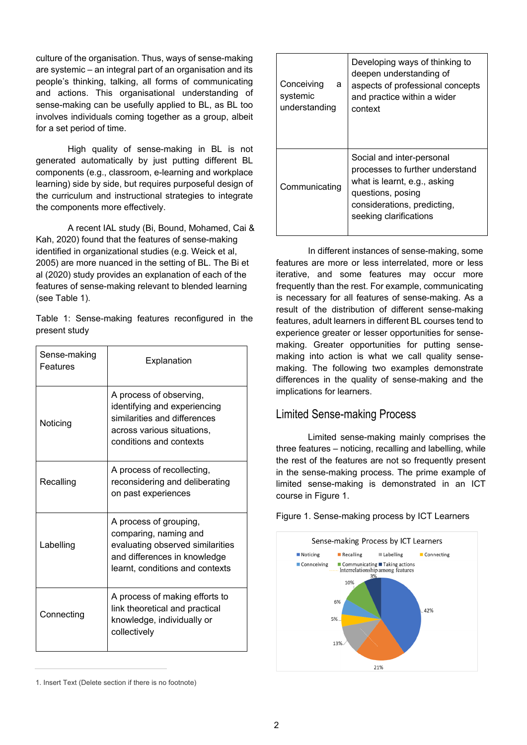culture of the organisation. Thus, ways of sense-making are systemic – an integral part of an organisation and its people's thinking, talking, all forms of communicating and actions. This organisational understanding of sense-making can be usefully applied to BL, as BL too involves individuals coming together as a group, albeit for a set period of time.

High quality of sense-making in BL is not generated automatically by just putting different BL components (e.g., classroom, e-learning and workplace learning) side by side, but requires purposeful design of the curriculum and instructional strategies to integrate the components more effectively.

A recent IAL study (Bi, Bound, Mohamed, Cai & Kah, 2020) found that the features of sense-making identified in organizational studies (e.g. Weick et al, 2005) are more nuanced in the setting of BL. The Bi et al (2020) study provides an explanation of each of the features of sense-making relevant to blended learning (see Table 1).

Table 1: Sense-making features reconfigured in the present study

| Sense-making Features | Explanation |
|---|---|
| Noticing | A process of observing, identifying and experiencing similarities and differences across various situations, conditions and contexts |
| Recalling | A process of recollecting, reconsidering and deliberating on past experiences |
| Labelling | A process of grouping, comparing, naming and evaluating observed similarities and differences in knowledge learnt, conditions and contexts |
| Connecting | A process of making efforts to link theoretical and practical knowledge, individually or collectively |
| Conceiving a systemic understanding | Developing ways of thinking to deepen understanding of aspects of professional concepts and practice within a wider context |
| Communicating | Social and inter-personal processes to further understand what is learnt, e.g., asking questions, posing considerations, predicting, seeking clarifications |

In different instances of sense-making, some features are more or less interrelated, more or less iterative, and some features may occur more frequently than the rest. For example, communicating is necessary for all features of sense-making. As a result of the distribution of different sense-making features, adult learners in different BL courses tend to experience greater or lesser opportunities for sense-making. Greater opportunities for putting sense-making into action is what we call quality sense-making. The following two examples demonstrate differences in the quality of sense-making and the implications for learners.

## Limited Sense-making Process

Limited sense-making mainly comprises the three features – noticing, recalling and labelling, while the rest of the features are not so frequently present in the sense-making process. The prime example of limited sense-making is demonstrated in an ICT course in Figure 1.

Figure 1. Sense-making process by ICT Learners

Sense-making Process by ICT Learners

Noticing | Recalling | Labelling | Connecting | Conceiving | Communicating | Taking actions | Interrelationship among features

42% | 21% | 13% | 5% | 6% | 10% | 3%

1. Insert Text (Delete section if there is no footnote)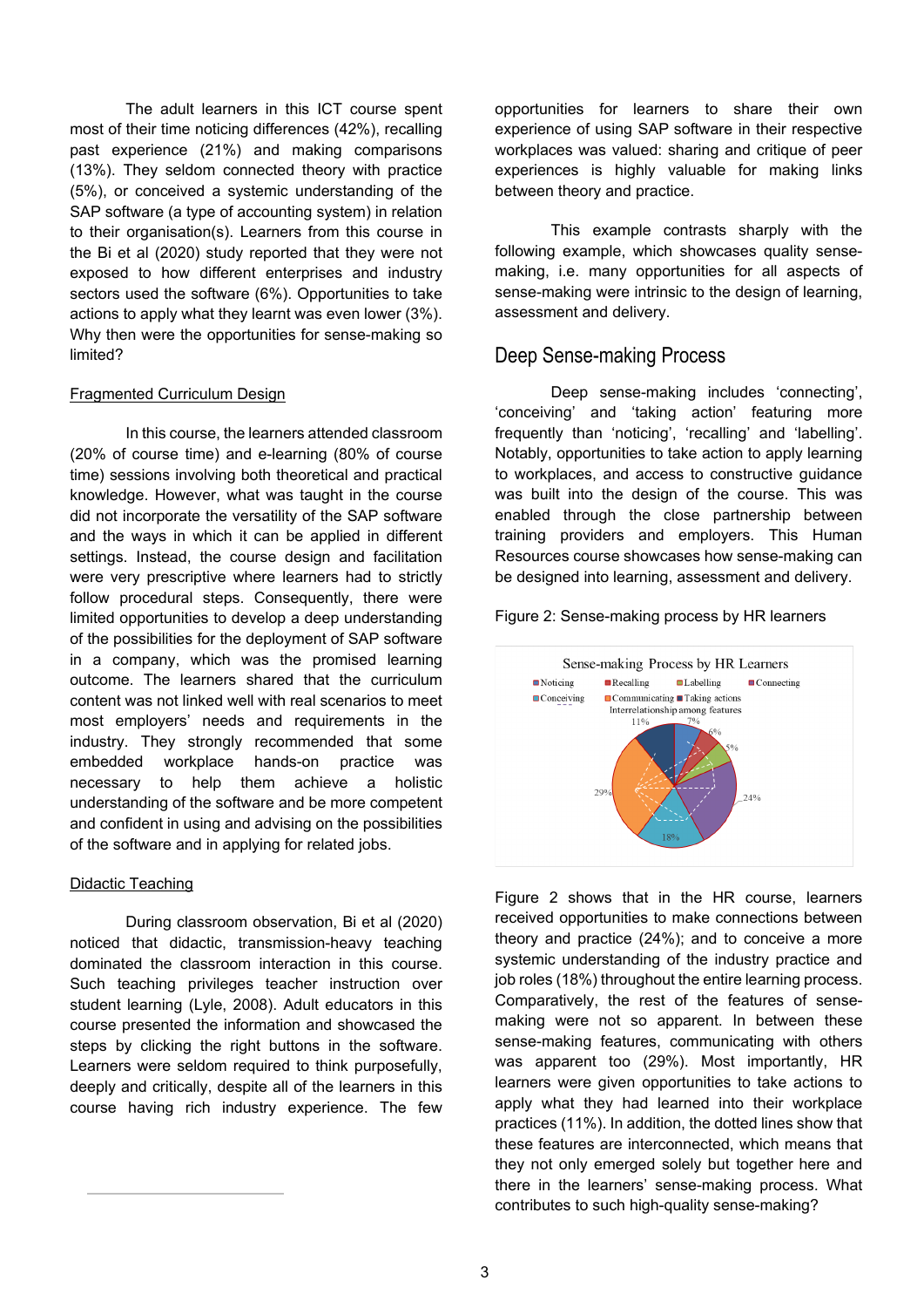The adult learners in this ICT course spent most of their time noticing differences (42%), recalling past experience (21%) and making comparisons (13%). They seldom connected theory with practice (5%), or conceived a systemic understanding of the SAP software (a type of accounting system) in relation to their organisation(s). Learners from this course in the Bi et al (2020) study reported that they were not exposed to how different enterprises and industry sectors used the software (6%). Opportunities to take actions to apply what they learnt was even lower (3%). Why then were the opportunities for sense-making so limited?

Fragmented Curriculum Design

In this course, the learners attended classroom (20% of course time) and e-learning (80% of course time) sessions involving both theoretical and practical knowledge. However, what was taught in the course did not incorporate the versatility of the SAP software and the ways in which it can be applied in different settings. Instead, the course design and facilitation were very prescriptive where learners had to strictly follow procedural steps. Consequently, there were limited opportunities to develop a deep understanding of the possibilities for the deployment of SAP software in a company, which was the promised learning outcome. The learners shared that the curriculum content was not linked well with real scenarios to meet most employers' needs and requirements in the industry. They strongly recommended that some embedded workplace hands-on practice was necessary to help them achieve a holistic understanding of the software and be more competent and confident in using and advising on the possibilities of the software and in applying for related jobs.

Didactic Teaching

During classroom observation, Bi et al (2020) noticed that didactic, transmission-heavy teaching dominated the classroom interaction in this course. Such teaching privileges teacher instruction over student learning (Lyle, 2008). Adult educators in this course presented the information and showcased the steps by clicking the right buttons in the software. Learners were seldom required to think purposefully, deeply and critically, despite all of the learners in this course having rich industry experience. The few opportunities for learners to share their own experience of using SAP software in their respective workplaces was valued: sharing and critique of peer experiences is highly valuable for making links between theory and practice.

This example contrasts sharply with the following example, which showcases quality sense-making, i.e. many opportunities for all aspects of sense-making were intrinsic to the design of learning, assessment and delivery.

## Deep Sense-making Process

Deep sense-making includes 'connecting', 'conceiving' and 'taking action' featuring more frequently than 'noticing', 'recalling' and 'labelling'. Notably, opportunities to take action to apply learning to workplaces, and access to constructive guidance was built into the design of the course. This was enabled through the close partnership between training providers and employers. This Human Resources course showcases how sense-making can be designed into learning, assessment and delivery.

Figure 2: Sense-making process by HR learners

Figure 2 shows that in the HR course, learners received opportunities to make connections between theory and practice (24%); and to conceive a more systemic understanding of the industry practice and job roles (18%) throughout the entire learning process. Comparatively, the rest of the features of sense-making were not so apparent. In between these sense-making features, communicating with others was apparent too (29%). Most importantly, HR learners were given opportunities to take actions to apply what they had learned into their workplace practices (11%). In addition, the dotted lines show that these features are interconnected, which means that they not only emerged solely but together here and there in the learners' sense-making process. What contributes to such high-quality sense-making?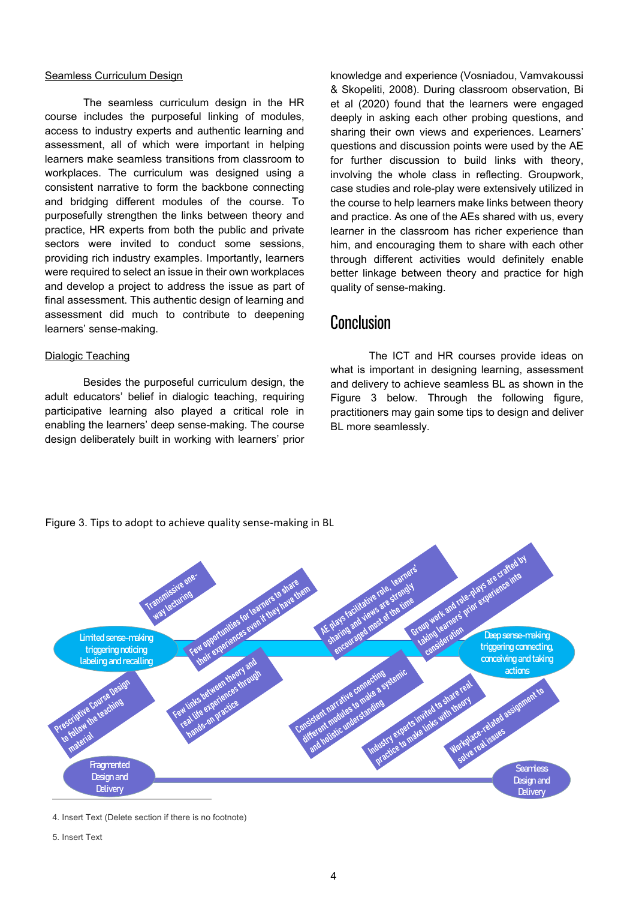### Seamless Curriculum Design

The seamless curriculum design in the HR course includes the purposeful linking of modules, access to industry experts and authentic learning and assessment, all of which were important in helping learners make seamless transitions from classroom to workplaces. The curriculum was designed using a consistent narrative to form the backbone connecting and bridging different modules of the course. To purposefully strengthen the links between theory and practice, HR experts from both the public and private sectors were invited to conduct some sessions, providing rich industry examples. Importantly, learners were required to select an issue in their own workplaces and develop a project to address the issue as part of final assessment. This authentic design of learning and assessment did much to contribute to deepening learners' sense-making.

### Dialogic Teaching

Besides the purposeful curriculum design, the adult educators' belief in dialogic teaching, requiring participative learning also played a critical role in enabling the learners' deep sense-making. The course design deliberately built in working with learners' prior knowledge and experience (Vosniadou, Vamvakoussi & Skopeliti, 2008). During classroom observation, Bi et al (2020) found that the learners were engaged deeply in asking each other probing questions, and sharing their own views and experiences. Learners' questions and discussion points were used by the AE for further discussion to build links with theory, involving the whole class in reflecting. Groupwork, case studies and role-play were extensively utilized in the course to help learners make links between theory and practice. As one of the AEs shared with us, every learner in the classroom has richer experience than him, and encouraging them to share with each other through different activities would definitely enable better linkage between theory and practice for high quality of sense-making.

## Conclusion

The ICT and HR courses provide ideas on what is important in designing learning, assessment and delivery to achieve seamless BL as shown in the Figure 3 below. Through the following figure, practitioners may gain some tips to design and deliver BL more seamlessly.

Figure 3. Tips to adopt to achieve quality sense-making in BL

Limited sense-making triggering noticing labeling and recalling

Transmissive one-way lecturing

Few opportunities for learners to share their experiences even if they have them

AE plays facilitative role, learners' sharing and views are strongly encouraged most of the time

Group work and role-plays are crafted by taking learners' prior experience into consideration

Deep sense-making triggering connecting, conceiving and taking actions

Prescriptive Course Design to follow the teaching material

Few links between theory and real life experiences through hands-on practice

Consistent narrative connecting different modules to make a systemic and holistic understanding

Industry experts invited to share real practice to make links with theory

Workplace-related assignment to solve real issues

Fragmented Design and Delivery

Seamless Design and Delivery

4. Insert Text (Delete section if there is no footnote)

5. Insert Text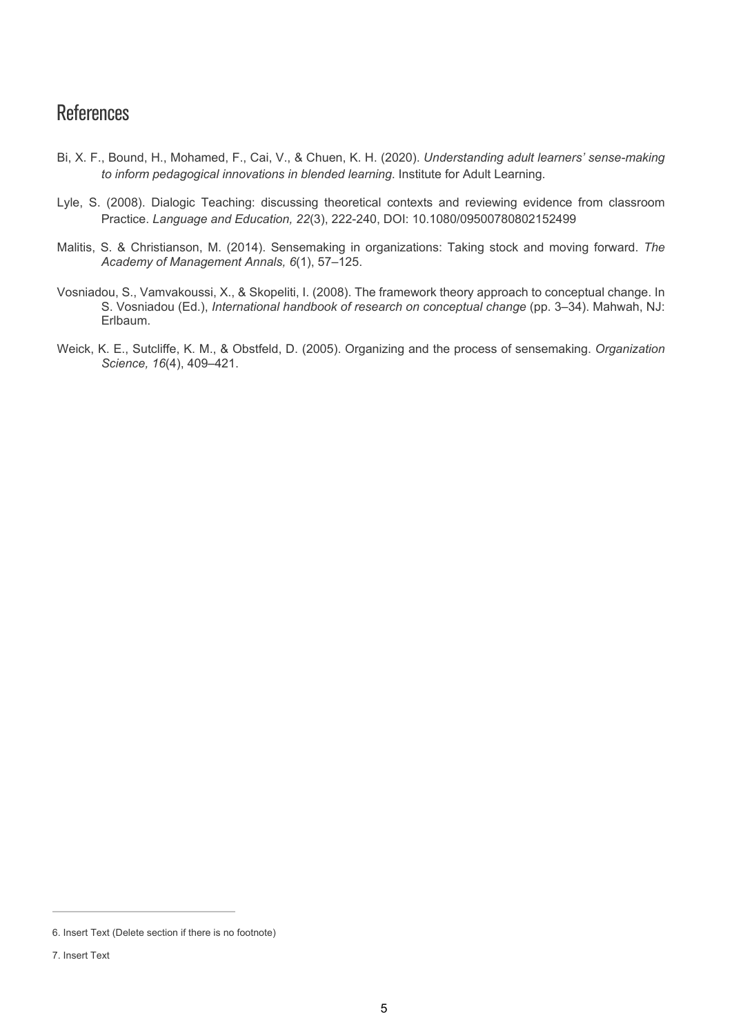## References

Bi, X. F., Bound, H., Mohamed, F., Cai, V., & Chuen, K. H. (2020). *Understanding adult learners' sense-making to inform pedagogical innovations in blended learning*. Institute for Adult Learning.

Lyle, S. (2008). Dialogic Teaching: discussing theoretical contexts and reviewing evidence from classroom Practice. *Language and Education, 22*(3), 222-240, DOI: 10.1080/09500780802152499

Malitis, S. & Christianson, M. (2014). Sensemaking in organizations: Taking stock and moving forward. *The Academy of Management Annals, 6*(1), 57–125.

Vosniadou, S., Vamvakoussi, X., & Skopeliti, I. (2008). The framework theory approach to conceptual change. In S. Vosniadou (Ed.), *International handbook of research on conceptual change* (pp. 3–34). Mahwah, NJ: Erlbaum.

Weick, K. E., Sutcliffe, K. M., & Obstfeld, D. (2005). Organizing and the process of sensemaking. *Organization Science, 16*(4), 409–421.

---

6. Insert Text (Delete section if there is no footnote)

7. Insert Text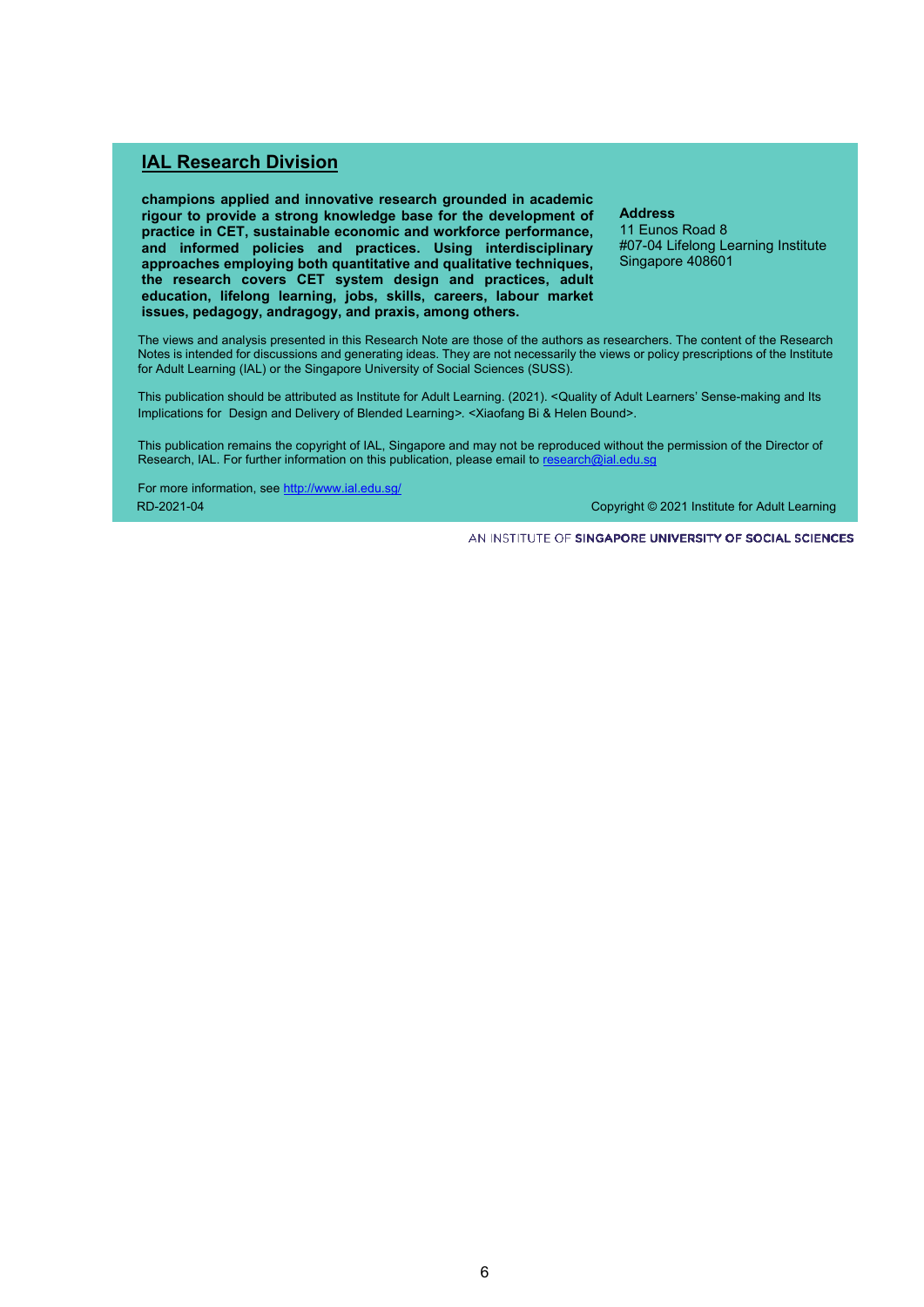## IAL Research Division

**champions applied and innovative research grounded in academic rigour to provide a strong knowledge base for the development of practice in CET, sustainable economic and workforce performance, and informed policies and practices. Using interdisciplinary approaches employing both quantitative and qualitative techniques, the research covers CET system design and practices, adult education, lifelong learning, jobs, skills, careers, labour market issues, pedagogy, andragogy, and praxis, among others.**

**Address**
11 Eunos Road 8
#07-04 Lifelong Learning Institute
Singapore 408601

The views and analysis presented in this Research Note are those of the authors as researchers. The content of the Research Notes is intended for discussions and generating ideas. They are not necessarily the views or policy prescriptions of the Institute for Adult Learning (IAL) or the Singapore University of Social Sciences (SUSS).

This publication should be attributed as Institute for Adult Learning. (2021). <Quality of Adult Learners' Sense-making and Its Implications for Design and Delivery of Blended Learning>. <Xiaofang Bi & Helen Bound>.

This publication remains the copyright of IAL, Singapore and may not be reproduced without the permission of the Director of Research, IAL. For further information on this publication, please email to research@ial.edu.sg

For more information, see http://www.ial.edu.sg/

RD-2021-04

Copyright © 2021 Institute for Adult Learning

AN INSTITUTE OF **SINGAPORE UNIVERSITY OF SOCIAL SCIENCES**